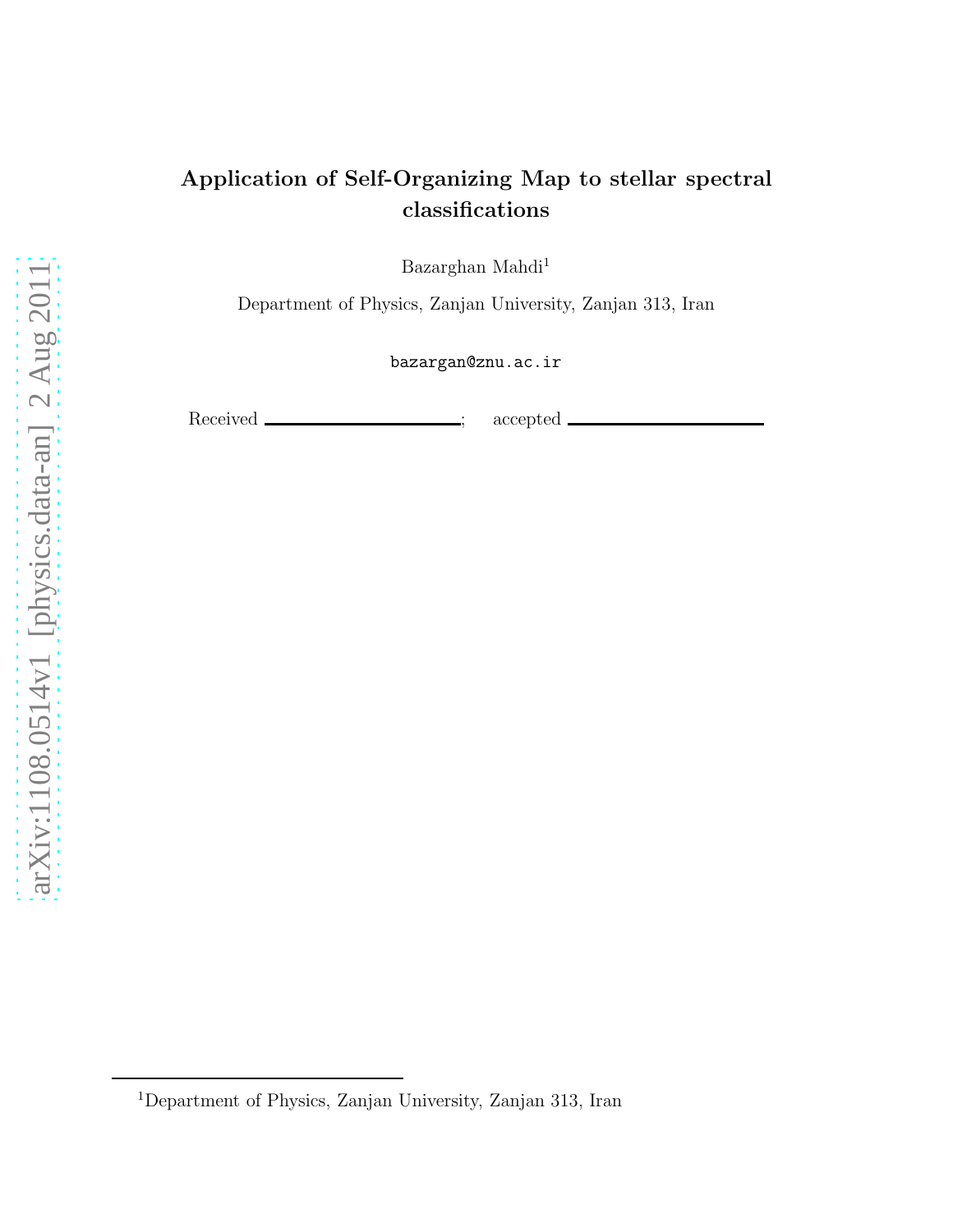# Application of Self-Organizing Map to stellar spectral classifications

Bazarghan Mahdi[1]

Department of Physics, Zanjan University, Zanjan 313, Iran

bazargan@znu.ac.ir

Received ______________; accepted ______________

[1]Department of Physics, Zanjan University, Zanjan 313, Iran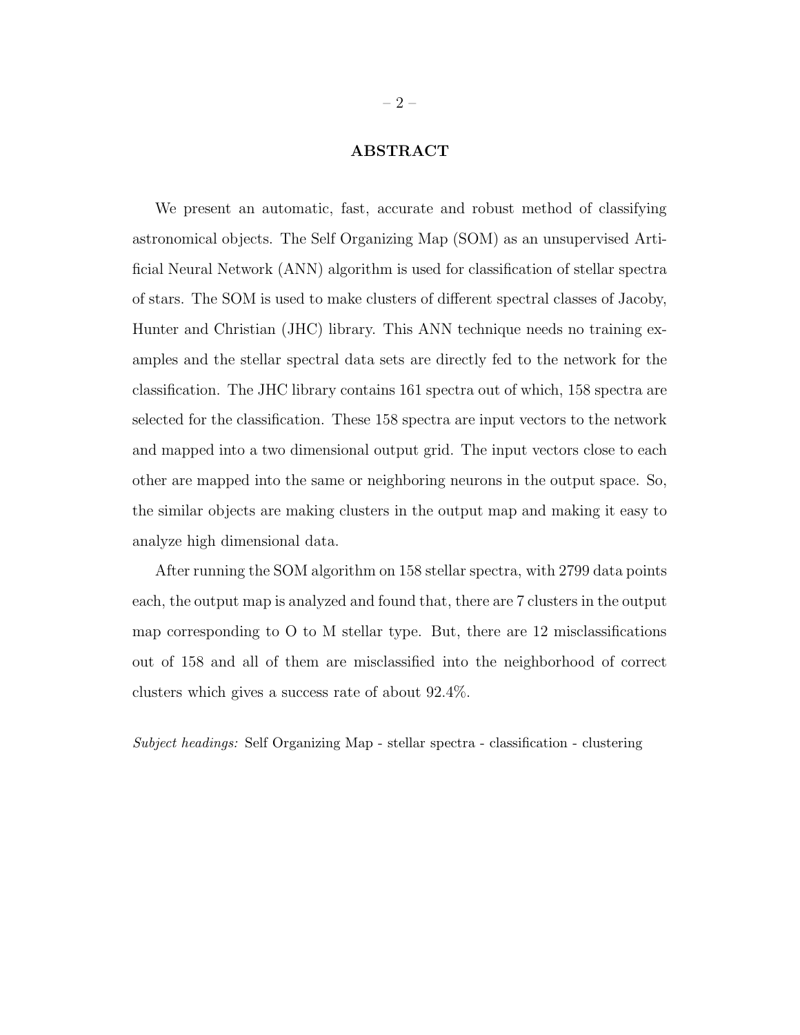## ABSTRACT

We present an automatic, fast, accurate and robust method of classifying astronomical objects. The Self Organizing Map (SOM) as an unsupervised Artificial Neural Network (ANN) algorithm is used for classification of stellar spectra of stars. The SOM is used to make clusters of different spectral classes of Jacoby, Hunter and Christian (JHC) library. This ANN technique needs no training examples and the stellar spectral data sets are directly fed to the network for the classification. The JHC library contains 161 spectra out of which, 158 spectra are selected for the classification. These 158 spectra are input vectors to the network and mapped into a two dimensional output grid. The input vectors close to each other are mapped into the same or neighboring neurons in the output space. So, the similar objects are making clusters in the output map and making it easy to analyze high dimensional data.

After running the SOM algorithm on 158 stellar spectra, with 2799 data points each, the output map is analyzed and found that, there are 7 clusters in the output map corresponding to O to M stellar type. But, there are 12 misclassifications out of 158 and all of them are misclassified into the neighborhood of correct clusters which gives a success rate of about 92.4%.

*Subject headings:* Self Organizing Map - stellar spectra - classification - clustering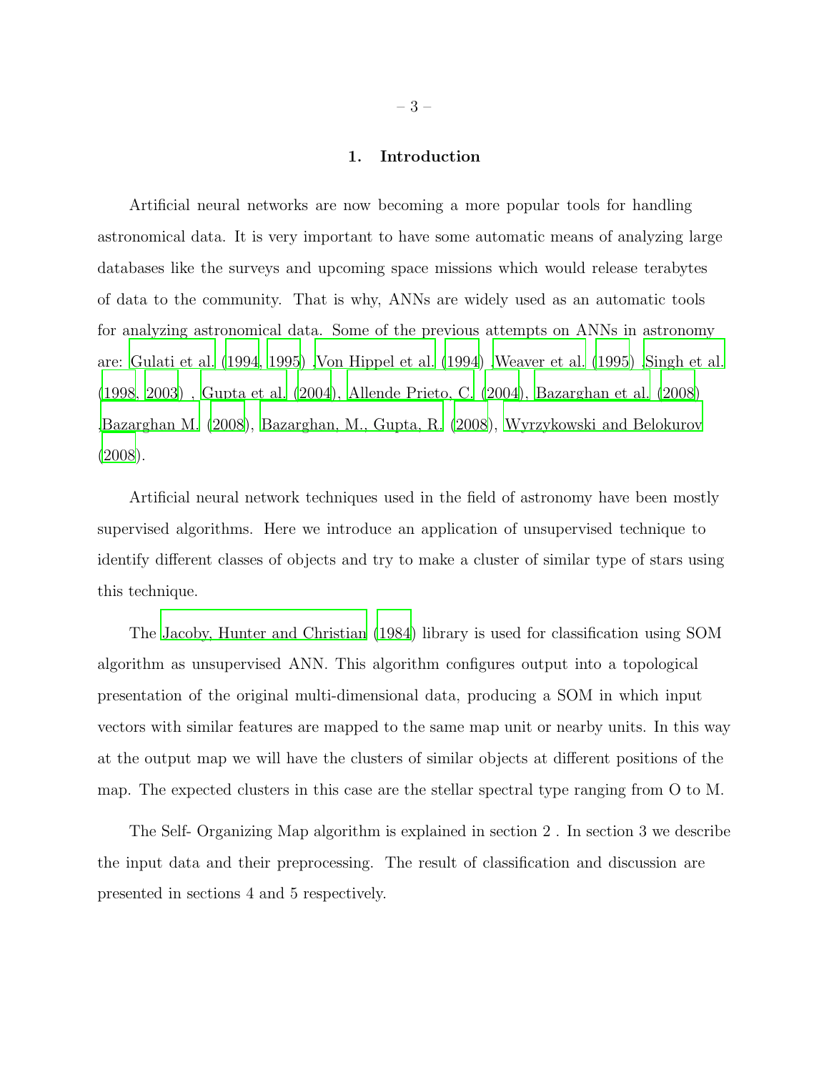# 1. Introduction

Artificial neural networks are now becoming a more popular tools for handling astronomical data. It is very important to have some automatic means of analyzing large databases like the surveys and upcoming space missions which would release terabytes of data to the community. That is why, ANNs are widely used as an automatic tools for analyzing astronomical data. Some of the previous attempts on ANNs in astronomy are: Gulati et al. (1994, 1995) ,Von Hippel et al. (1994) ,Weaver et al. (1995) ,Singh et al. (1998, 2003) , Gupta et al. (2004), Allende Prieto, C. (2004), Bazarghan et al. (2008) ,Bazarghan M. (2008), Bazarghan, M., Gupta, R. (2008), Wyrzykowski and Belokurov (2008).

Artificial neural network techniques used in the field of astronomy have been mostly supervised algorithms. Here we introduce an application of unsupervised technique to identify different classes of objects and try to make a cluster of similar type of stars using this technique.

The Jacoby, Hunter and Christian (1984) library is used for classification using SOM algorithm as unsupervised ANN. This algorithm configures output into a topological presentation of the original multi-dimensional data, producing a SOM in which input vectors with similar features are mapped to the same map unit or nearby units. In this way at the output map we will have the clusters of similar objects at different positions of the map. The expected clusters in this case are the stellar spectral type ranging from O to M.

The Self- Organizing Map algorithm is explained in section 2 . In section 3 we describe the input data and their preprocessing. The result of classification and discussion are presented in sections 4 and 5 respectively.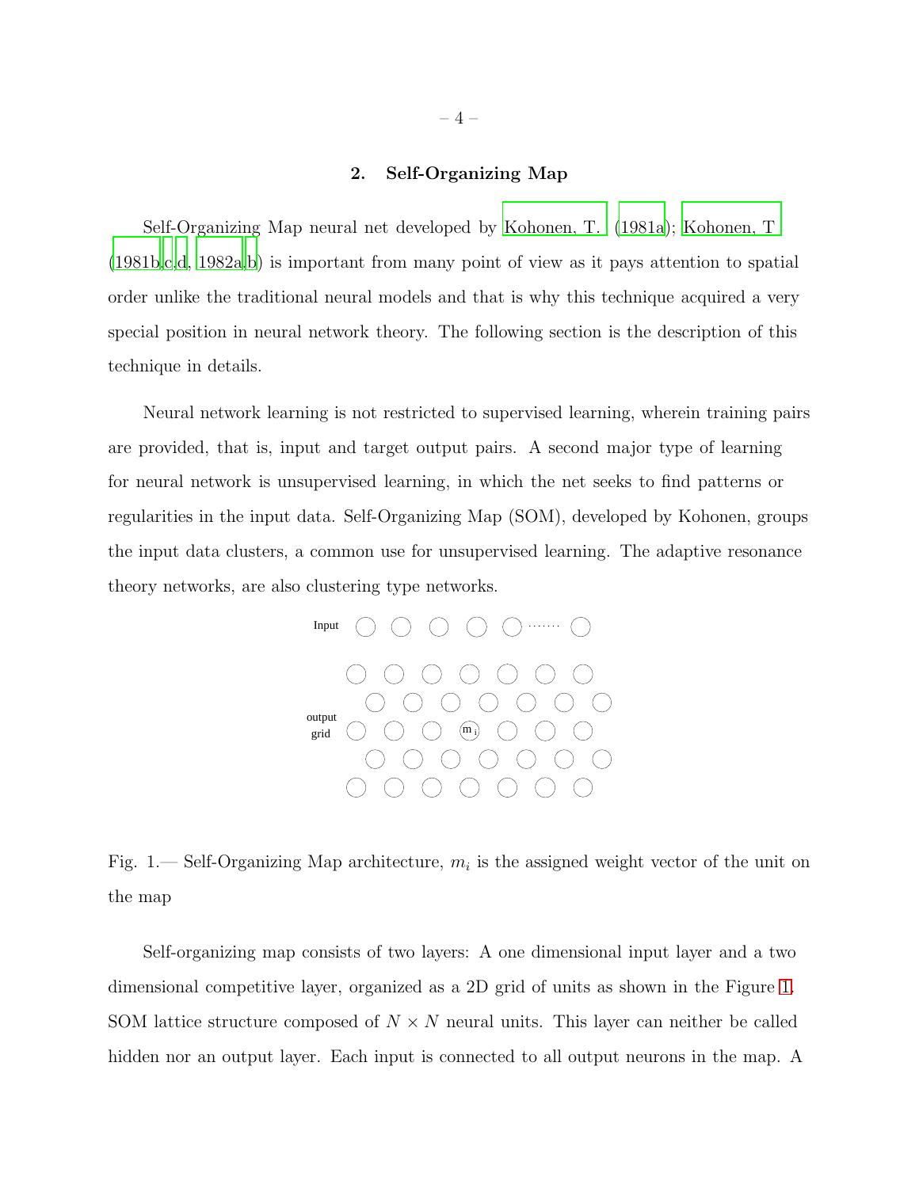## 2. Self-Organizing Map

Self-Organizing Map neural net developed by Kohonen, T. (1981a); Kohonen, T (1981b,c,d, 1982a,b) is important from many point of view as it pays attention to spatial order unlike the traditional neural models and that is why this technique acquired a very special position in neural network theory. The following section is the description of this technique in details.

Neural network learning is not restricted to supervised learning, wherein training pairs are provided, that is, input and target output pairs. A second major type of learning for neural network is unsupervised learning, in which the net seeks to find patterns or regularities in the input data. Self-Organizing Map (SOM), developed by Kohonen, groups the input data clusters, a common use for unsupervised learning. The adaptive resonance theory networks, are also clustering type networks.

Fig. 1.— Self-Organizing Map architecture, $m_i$ is the assigned weight vector of the unit on the map

Self-organizing map consists of two layers: A one dimensional input layer and a two dimensional competitive layer, organized as a 2D grid of units as shown in the Figure 1. SOM lattice structure composed of $N \times N$ neural units. This layer can neither be called hidden nor an output layer. Each input is connected to all output neurons in the map. A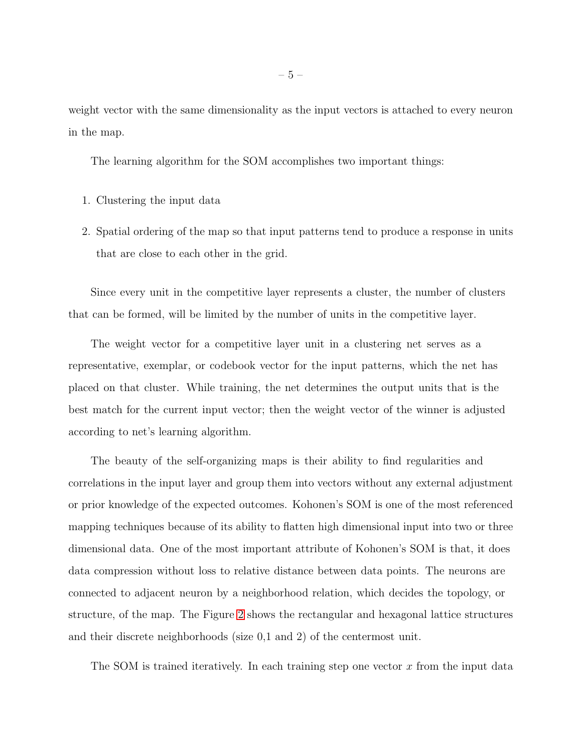weight vector with the same dimensionality as the input vectors is attached to every neuron in the map.

The learning algorithm for the SOM accomplishes two important things:

1. Clustering the input data
2. Spatial ordering of the map so that input patterns tend to produce a response in units that are close to each other in the grid.

Since every unit in the competitive layer represents a cluster, the number of clusters that can be formed, will be limited by the number of units in the competitive layer.

The weight vector for a competitive layer unit in a clustering net serves as a representative, exemplar, or codebook vector for the input patterns, which the net has placed on that cluster. While training, the net determines the output units that is the best match for the current input vector; then the weight vector of the winner is adjusted according to net's learning algorithm.

The beauty of the self-organizing maps is their ability to find regularities and correlations in the input layer and group them into vectors without any external adjustment or prior knowledge of the expected outcomes. Kohonen's SOM is one of the most referenced mapping techniques because of its ability to flatten high dimensional input into two or three dimensional data. One of the most important attribute of Kohonen's SOM is that, it does data compression without loss to relative distance between data points. The neurons are connected to adjacent neuron by a neighborhood relation, which decides the topology, or structure, of the map. The Figure 2 shows the rectangular and hexagonal lattice structures and their discrete neighborhoods (size 0,1 and 2) of the centermost unit.

The SOM is trained iteratively. In each training step one vector $x$ from the input data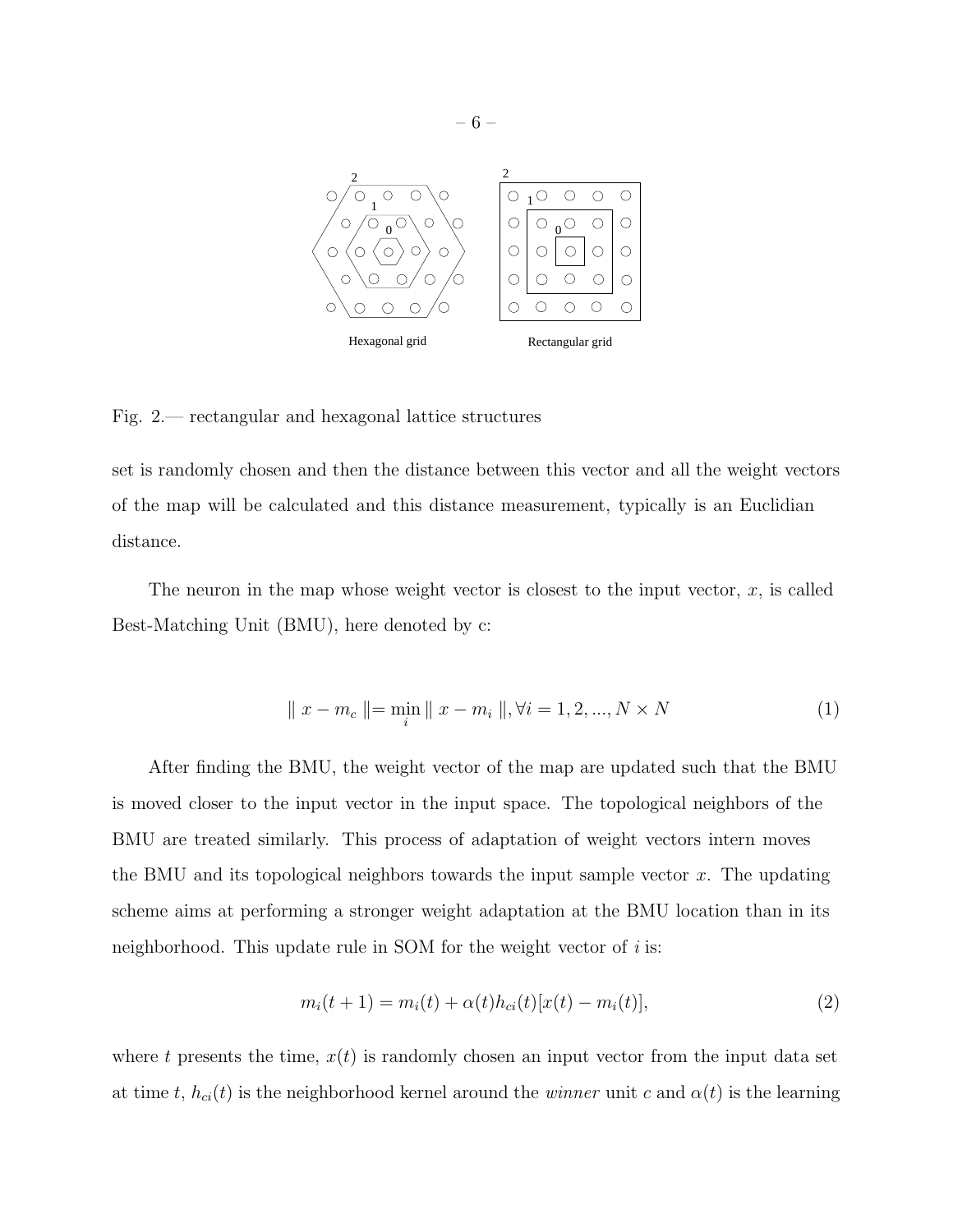Hexagonal grid      Rectangular grid

Fig. 2.— rectangular and hexagonal lattice structures

set is randomly chosen and then the distance between this vector and all the weight vectors of the map will be calculated and this distance measurement, typically is an Euclidian distance.

The neuron in the map whose weight vector is closest to the input vector, $x$, is called Best-Matching Unit (BMU), here denoted by c:

$$\parallel x - m_c \parallel = \min_i \parallel x - m_i \parallel, \forall i = 1, 2, ..., N \times N \tag{1}$$

After finding the BMU, the weight vector of the map are updated such that the BMU is moved closer to the input vector in the input space. The topological neighbors of the BMU are treated similarly. This process of adaptation of weight vectors intern moves the BMU and its topological neighbors towards the input sample vector $x$. The updating scheme aims at performing a stronger weight adaptation at the BMU location than in its neighborhood. This update rule in SOM for the weight vector of $i$ is:

$$m_i(t+1) = m_i(t) + \alpha(t) h_{ci}(t)[x(t) - m_i(t)], \tag{2}$$

where $t$ presents the time, $x(t)$ is randomly chosen an input vector from the input data set at time $t$, $h_{ci}(t)$ is the neighborhood kernel around the *winner* unit $c$ and $\alpha(t)$ is the learning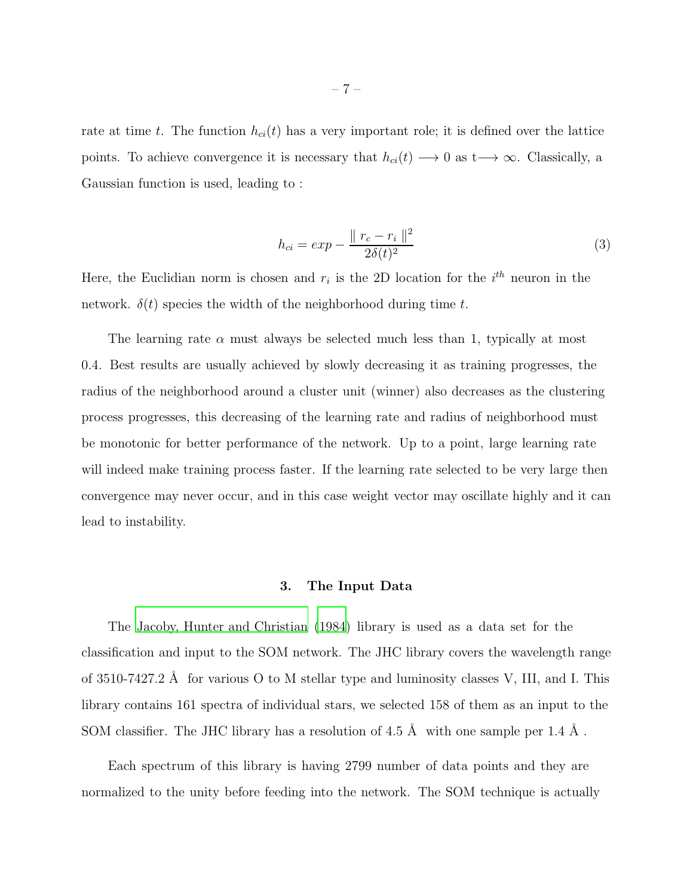rate at time $t$. The function $h_{ci}(t)$ has a very important role; it is defined over the lattice points. To achieve convergence it is necessary that $h_{ci}(t) \longrightarrow 0$ as $t \longrightarrow \infty$. Classically, a Gaussian function is used, leading to :

$$h_{ci} = exp - \frac{\| r_c - r_i \|^2}{2\delta(t)^2} \tag{3}$$

Here, the Euclidian norm is chosen and $r_i$ is the 2D location for the $i^{th}$ neuron in the network. $\delta(t)$ species the width of the neighborhood during time $t$.

The learning rate $\alpha$ must always be selected much less than 1, typically at most 0.4. Best results are usually achieved by slowly decreasing it as training progresses, the radius of the neighborhood around a cluster unit (winner) also decreases as the clustering process progresses, this decreasing of the learning rate and radius of neighborhood must be monotonic for better performance of the network. Up to a point, large learning rate will indeed make training process faster. If the learning rate selected to be very large then convergence may never occur, and in this case weight vector may oscillate highly and it can lead to instability.

## 3. The Input Data

The Jacoby, Hunter and Christian (1984) library is used as a data set for the classification and input to the SOM network. The JHC library covers the wavelength range of 3510-7427.2 Å for various O to M stellar type and luminosity classes V, III, and I. This library contains 161 spectra of individual stars, we selected 158 of them as an input to the SOM classifier. The JHC library has a resolution of 4.5 Å with one sample per 1.4 Å .

Each spectrum of this library is having 2799 number of data points and they are normalized to the unity before feeding into the network. The SOM technique is actually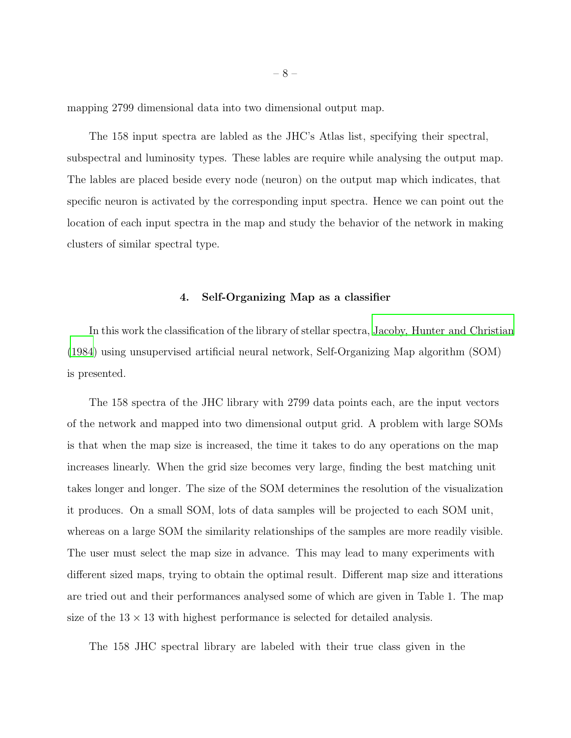mapping 2799 dimensional data into two dimensional output map.

The 158 input spectra are labled as the JHC's Atlas list, specifying their spectral, subspectral and luminosity types. These lables are require while analysing the output map. The lables are placed beside every node (neuron) on the output map which indicates, that specific neuron is activated by the corresponding input spectra. Hence we can point out the location of each input spectra in the map and study the behavior of the network in making clusters of similar spectral type.

## 4. Self-Organizing Map as a classifier

In this work the classification of the library of stellar spectra, Jacoby, Hunter and Christian (1984) using unsupervised artificial neural network, Self-Organizing Map algorithm (SOM) is presented.

The 158 spectra of the JHC library with 2799 data points each, are the input vectors of the network and mapped into two dimensional output grid. A problem with large SOMs is that when the map size is increased, the time it takes to do any operations on the map increases linearly. When the grid size becomes very large, finding the best matching unit takes longer and longer. The size of the SOM determines the resolution of the visualization it produces. On a small SOM, lots of data samples will be projected to each SOM unit, whereas on a large SOM the similarity relationships of the samples are more readily visible. The user must select the map size in advance. This may lead to many experiments with different sized maps, trying to obtain the optimal result. Different map size and itterations are tried out and their performances analysed some of which are given in Table 1. The map size of the $13 \times 13$ with highest performance is selected for detailed analysis.

The 158 JHC spectral library are labeled with their true class given in the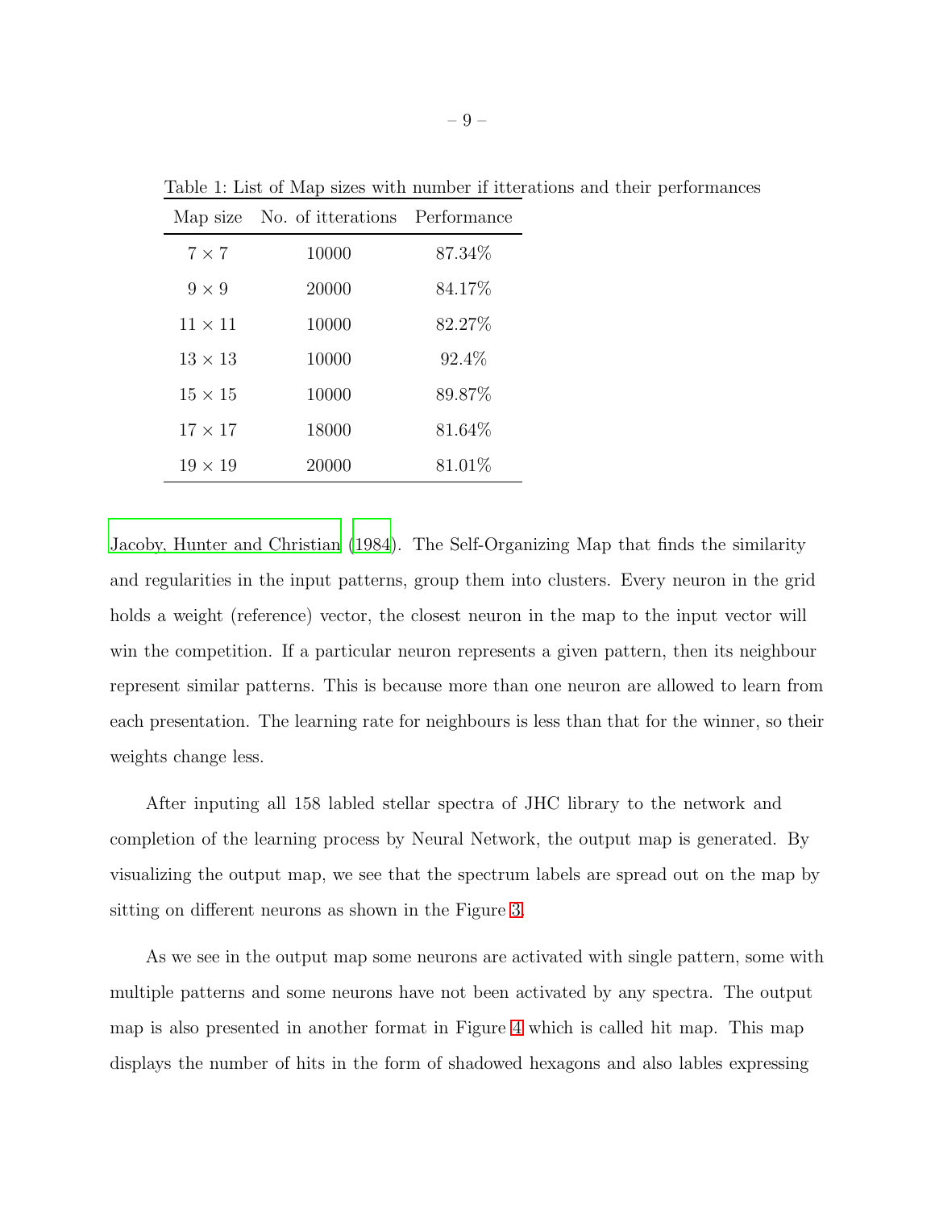Table 1: List of Map sizes with number if itterations and their performances

| Map size | No. of itterations | Performance |
|---|---|---|
| $7 \times 7$ | 10000 | 87.34% |
| $9 \times 9$ | 20000 | 84.17% |
| $11 \times 11$ | 10000 | 82.27% |
| $13 \times 13$ | 10000 | 92.4% |
| $15 \times 15$ | 10000 | 89.87% |
| $17 \times 17$ | 18000 | 81.64% |
| $19 \times 19$ | 20000 | 81.01% |

Jacoby, Hunter and Christian (1984). The Self-Organizing Map that finds the similarity and regularities in the input patterns, group them into clusters. Every neuron in the grid holds a weight (reference) vector, the closest neuron in the map to the input vector will win the competition. If a particular neuron represents a given pattern, then its neighbour represent similar patterns. This is because more than one neuron are allowed to learn from each presentation. The learning rate for neighbours is less than that for the winner, so their weights change less.

After inputing all 158 labled stellar spectra of JHC library to the network and completion of the learning process by Neural Network, the output map is generated. By visualizing the output map, we see that the spectrum labels are spread out on the map by sitting on different neurons as shown in the Figure 3.

As we see in the output map some neurons are activated with single pattern, some with multiple patterns and some neurons have not been activated by any spectra. The output map is also presented in another format in Figure 4 which is called hit map. This map displays the number of hits in the form of shadowed hexagons and also lables expressing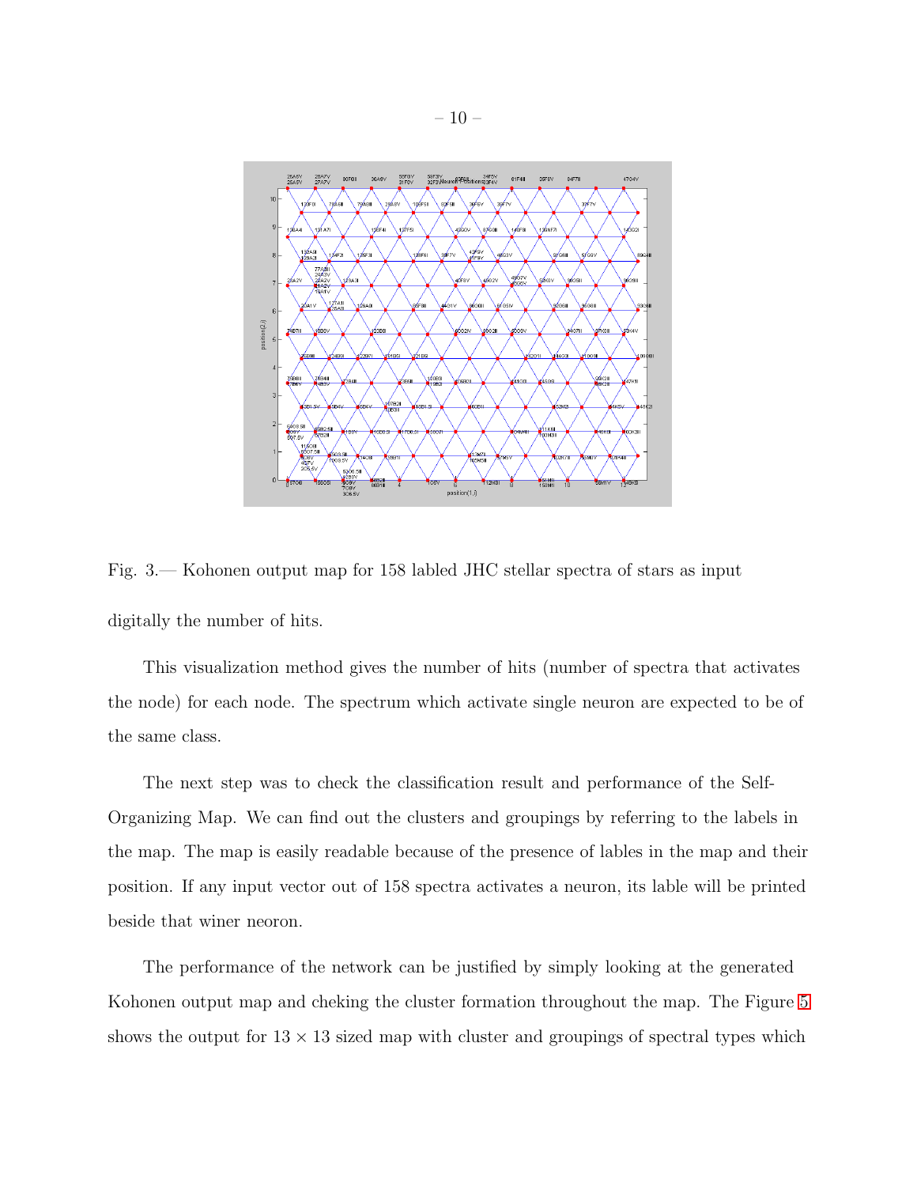Fig. 3.— Kohonen output map for 158 labled JHC stellar spectra of stars as input digitally the number of hits.

This visualization method gives the number of hits (number of spectra that activates the node) for each node. The spectrum which activate single neuron are expected to be of the same class.

The next step was to check the classification result and performance of the Self-Organizing Map. We can find out the clusters and groupings by referring to the labels in the map. The map is easily readable because of the presence of lables in the map and their position. If any input vector out of 158 spectra activates a neuron, its lable will be printed beside that winer neoron.

The performance of the network can be justified by simply looking at the generated Kohonen output map and cheking the cluster formation throughout the map. The Figure 5 shows the output for $13 \times 13$ sized map with cluster and groupings of spectral types which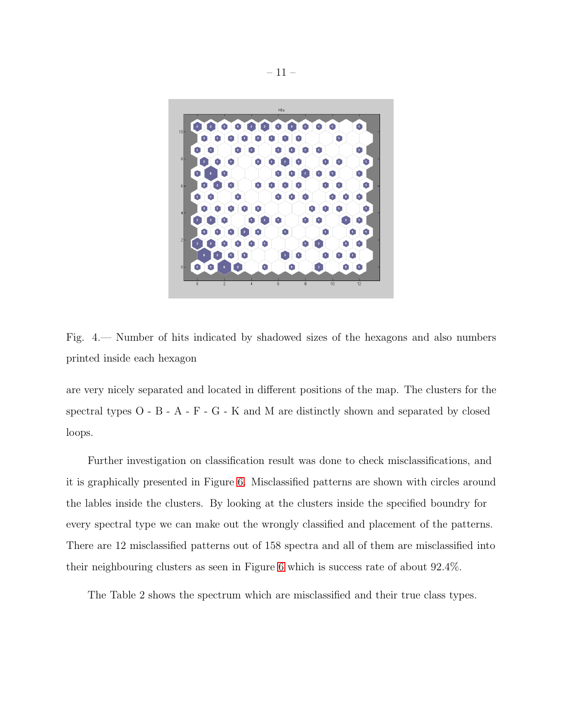Fig. 4.— Number of hits indicated by shadowed sizes of the hexagons and also numbers printed inside each hexagon

are very nicely separated and located in different positions of the map. The clusters for the spectral types O - B - A - F - G - K and M are distinctly shown and separated by closed loops.

Further investigation on classification result was done to check misclassifications, and it is graphically presented in Figure 6. Misclassified patterns are shown with circles around the lables inside the clusters. By looking at the clusters inside the specified boundry for every spectral type we can make out the wrongly classified and placement of the patterns. There are 12 misclassified patterns out of 158 spectra and all of them are misclassified into their neighbouring clusters as seen in Figure 6 which is success rate of about 92.4%.

The Table 2 shows the spectrum which are misclassified and their true class types.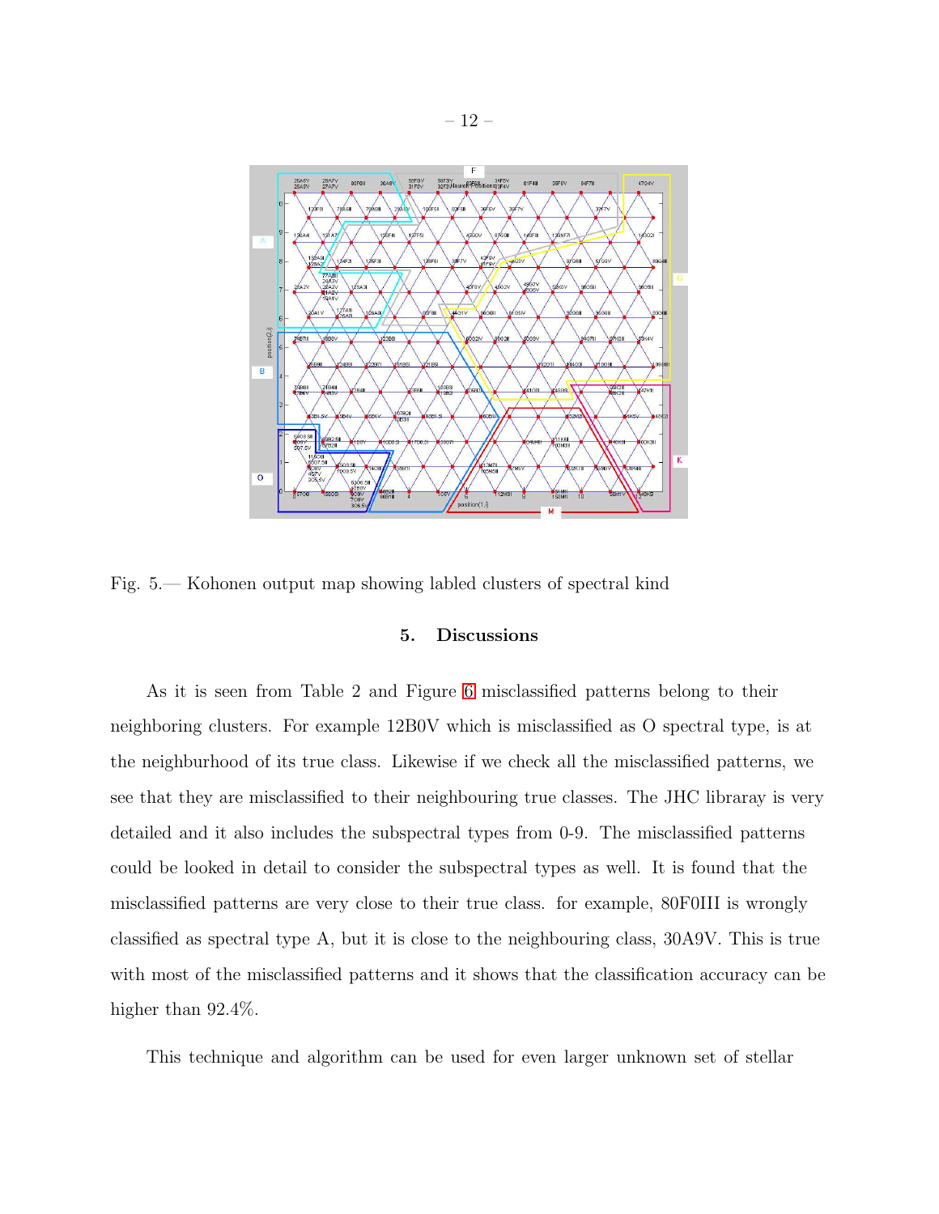Fig. 5.— Kohonen output map showing labled clusters of spectral kind

## 5. Discussions

As it is seen from Table 2 and Figure 6 misclassified patterns belong to their neighboring clusters. For example 12B0V which is misclassified as O spectral type, is at the neighburhood of its true class. Likewise if we check all the misclassified patterns, we see that they are misclassified to their neighbouring true classes. The JHC libraray is very detailed and it also includes the subspectral types from 0-9. The misclassified patterns could be looked in detail to consider the subspectral types as well. It is found that the misclassified patterns are very close to their true class. for example, 80F0III is wrongly classified as spectral type A, but it is close to the neighbouring class, 30A9V. This is true with most of the misclassified patterns and it shows that the classification accuracy can be higher than 92.4%.

This technique and algorithm can be used for even larger unknown set of stellar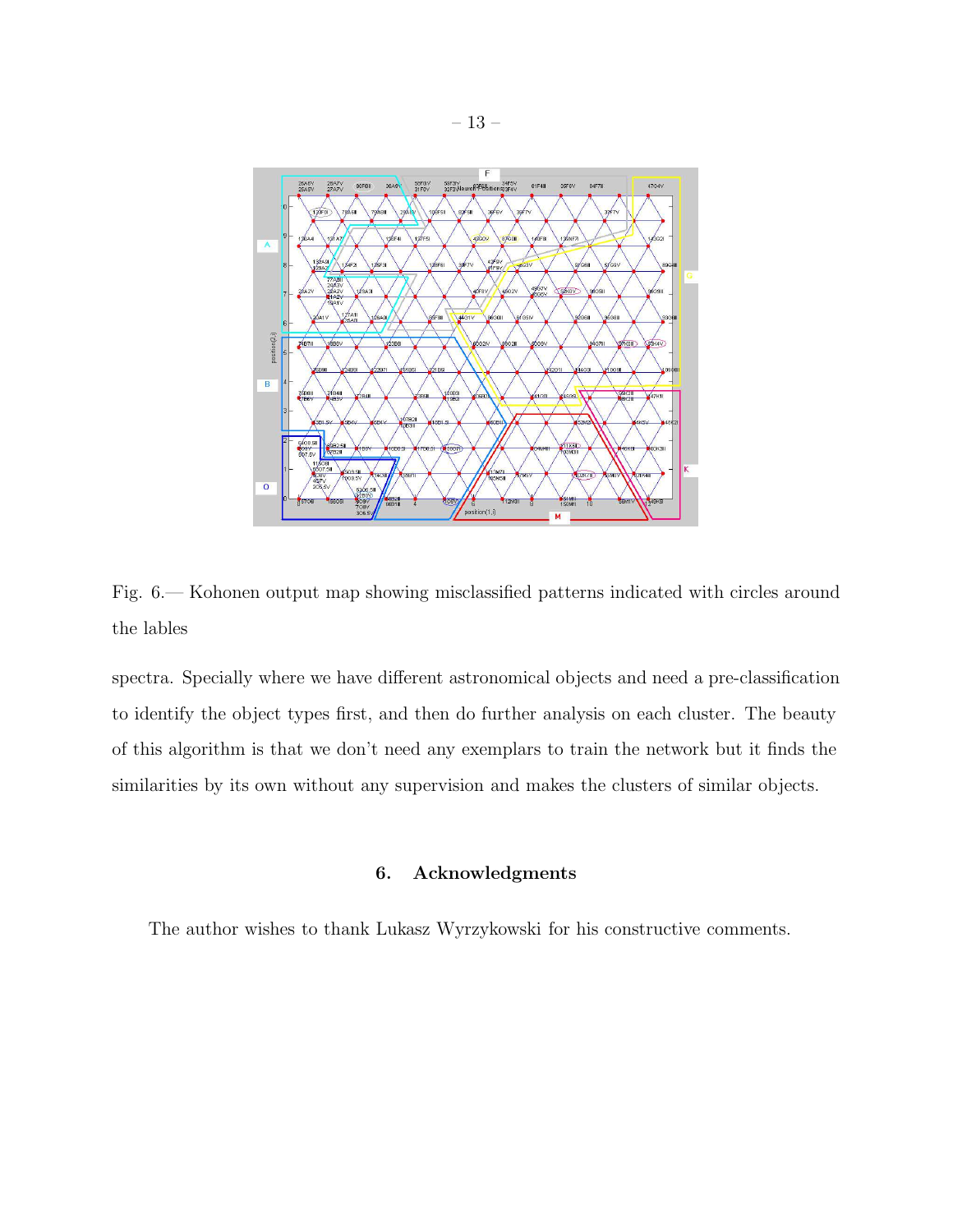Fig. 6.— Kohonen output map showing misclassified patterns indicated with circles around the lables

spectra. Specially where we have different astronomical objects and need a pre-classification to identify the object types first, and then do further analysis on each cluster. The beauty of this algorithm is that we don't need any exemplars to train the network but it finds the similarities by its own without any supervision and makes the clusters of similar objects.

## 6. Acknowledgments

The author wishes to thank Lukasz Wyrzykowski for his constructive comments.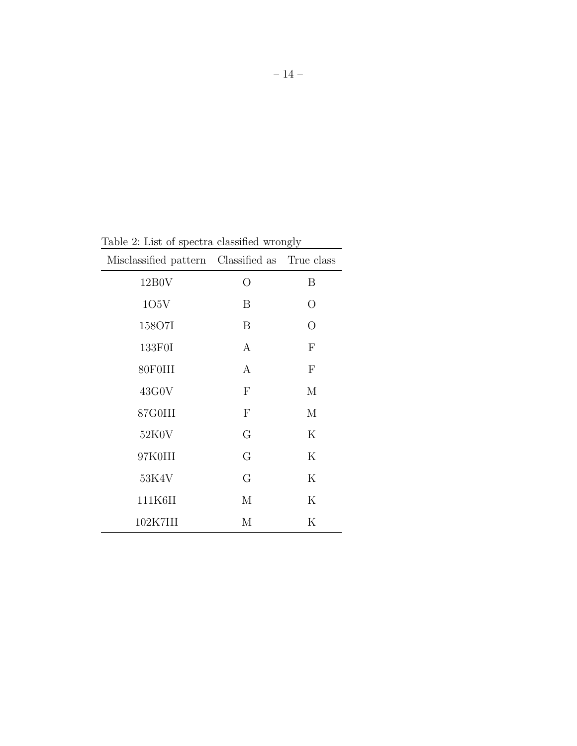Table 2: List of spectra classified wrongly

| Misclassified pattern | Classified as | True class |
|---|---|---|
| 12B0V | O | B |
| 1O5V | B | O |
| 158O7I | B | O |
| 133F0I | A | F |
| 80F0III | A | F |
| 43G0V | F | M |
| 87G0III | F | M |
| 52K0V | G | K |
| 97K0III | G | K |
| 53K4V | G | K |
| 111K6II | M | K |
| 102K7III | M | K |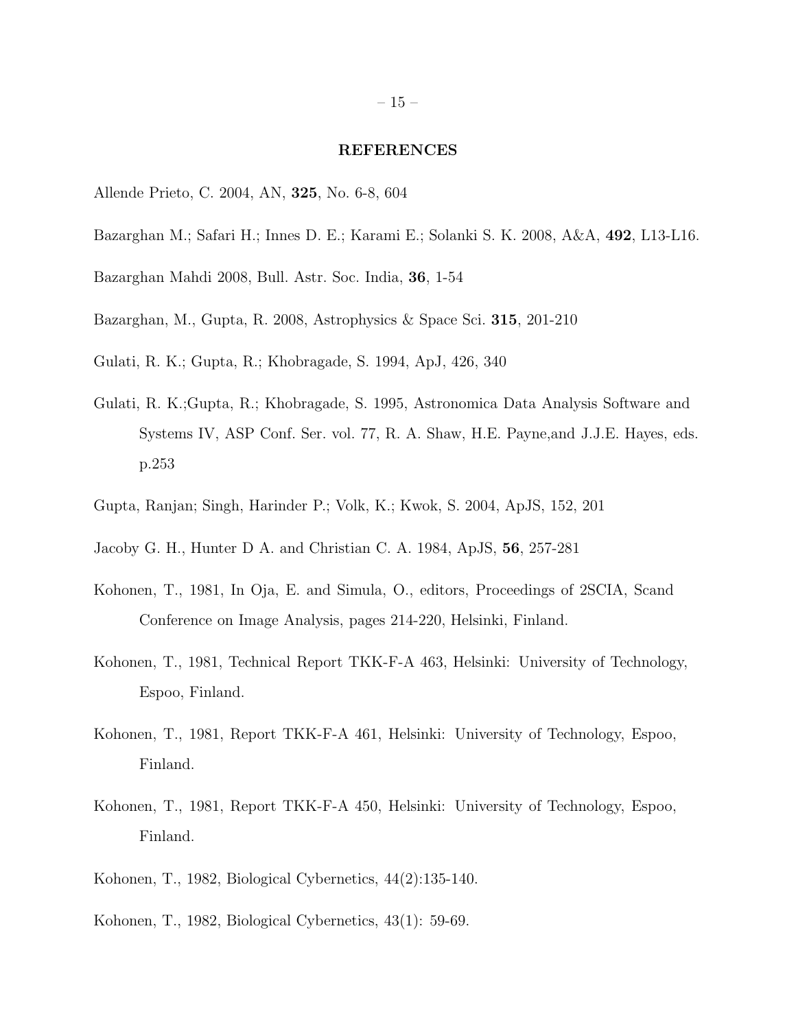## REFERENCES

Allende Prieto, C. 2004, AN, **325**, No. 6-8, 604

Bazarghan M.; Safari H.; Innes D. E.; Karami E.; Solanki S. K. 2008, A&A, **492**, L13-L16.

Bazarghan Mahdi 2008, Bull. Astr. Soc. India, **36**, 1-54

Bazarghan, M., Gupta, R. 2008, Astrophysics & Space Sci. **315**, 201-210

Gulati, R. K.; Gupta, R.; Khobragade, S. 1994, ApJ, 426, 340

Gulati, R. K.;Gupta, R.; Khobragade, S. 1995, Astronomica Data Analysis Software and Systems IV, ASP Conf. Ser. vol. 77, R. A. Shaw, H.E. Payne,and J.J.E. Hayes, eds. p.253

Gupta, Ranjan; Singh, Harinder P.; Volk, K.; Kwok, S. 2004, ApJS, 152, 201

Jacoby G. H., Hunter D A. and Christian C. A. 1984, ApJS, **56**, 257-281

Kohonen, T., 1981, In Oja, E. and Simula, O., editors, Proceedings of 2SCIA, Scand Conference on Image Analysis, pages 214-220, Helsinki, Finland.

Kohonen, T., 1981, Technical Report TKK-F-A 463, Helsinki: University of Technology, Espoo, Finland.

Kohonen, T., 1981, Report TKK-F-A 461, Helsinki: University of Technology, Espoo, Finland.

Kohonen, T., 1981, Report TKK-F-A 450, Helsinki: University of Technology, Espoo, Finland.

Kohonen, T., 1982, Biological Cybernetics, 44(2):135-140.

Kohonen, T., 1982, Biological Cybernetics, 43(1): 59-69.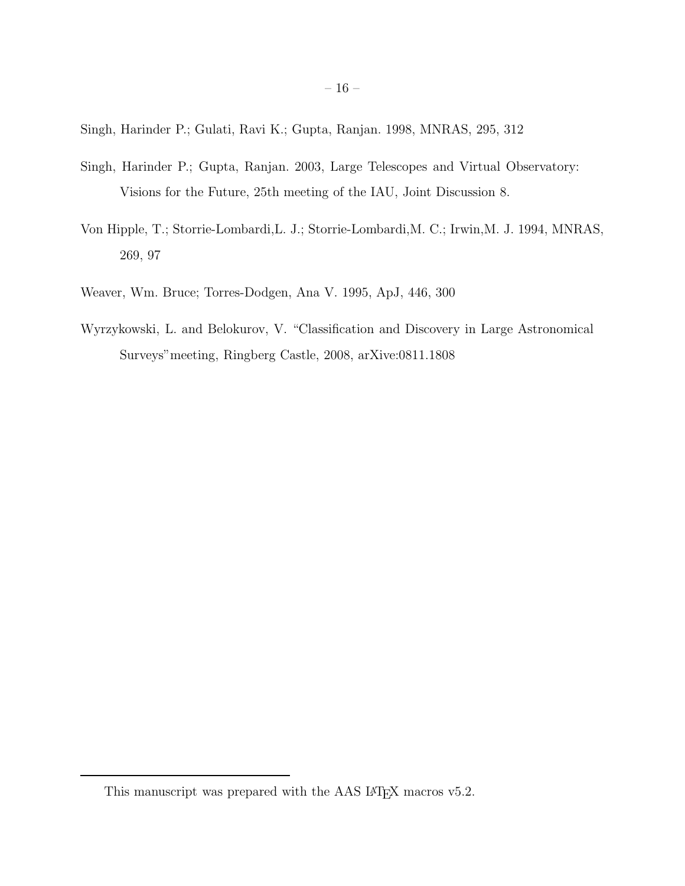Singh, Harinder P.; Gulati, Ravi K.; Gupta, Ranjan. 1998, MNRAS, 295, 312

Singh, Harinder P.; Gupta, Ranjan. 2003, Large Telescopes and Virtual Observatory: Visions for the Future, 25th meeting of the IAU, Joint Discussion 8.

Von Hipple, T.; Storrie-Lombardi,L. J.; Storrie-Lombardi,M. C.; Irwin,M. J. 1994, MNRAS, 269, 97

Weaver, Wm. Bruce; Torres-Dodgen, Ana V. 1995, ApJ, 446, 300

Wyrzykowski, L. and Belokurov, V. "Classification and Discovery in Large Astronomical Surveys"meeting, Ringberg Castle, 2008, arXive:0811.1808

This manuscript was prepared with the AAS LaTeX macros v5.2.